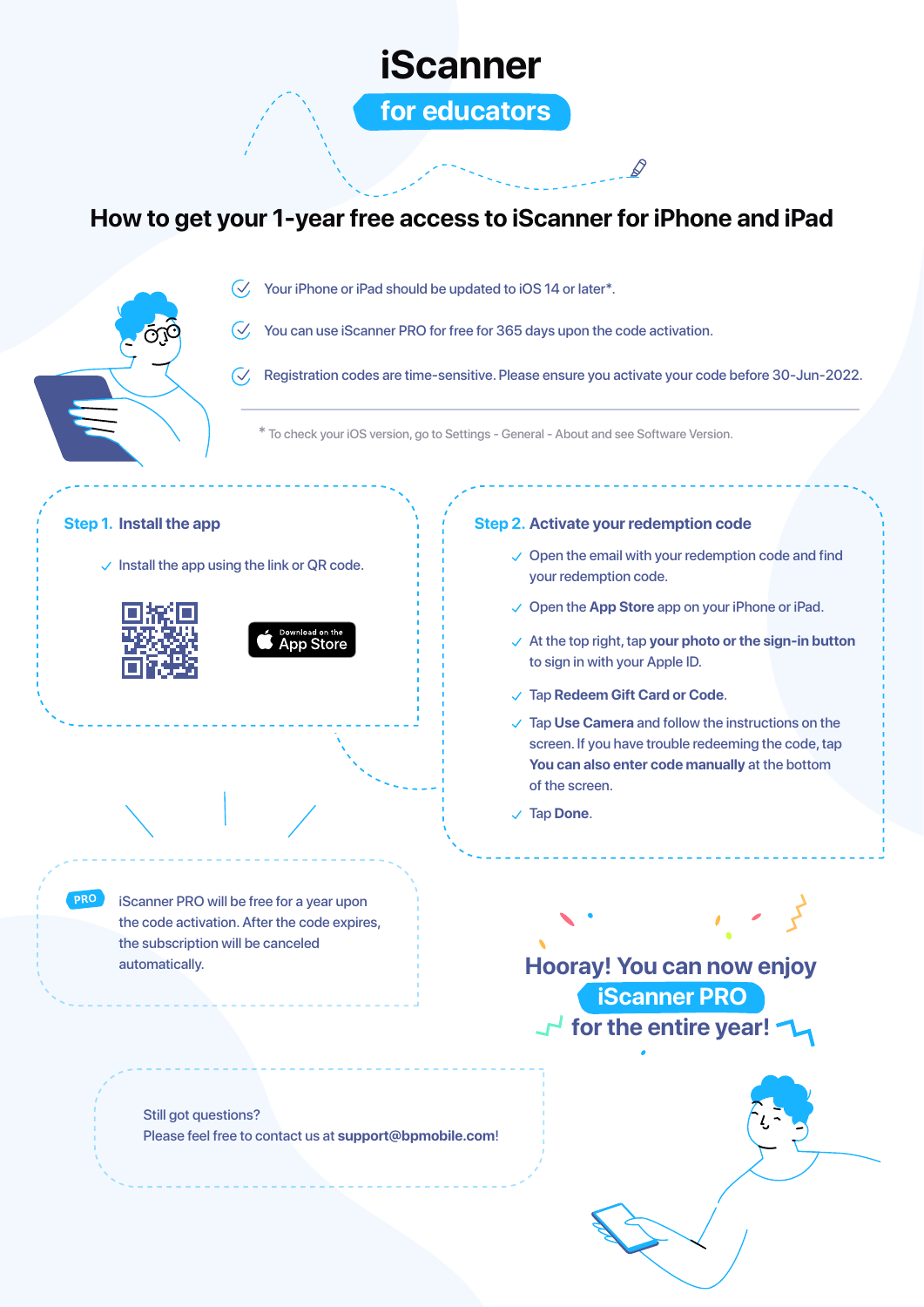# iScanner

## for educators

## How to get your 1-year free access to iScanner for iPhone and iPad

- Your iPhone or iPad should be updated to iOS 14 or later*.
- You can use iScanner PRO for free for 365 days upon the code activation.
- Registration codes are time-sensitive. Please ensure you activate your code before 30-Jun-2022.

* To check your iOS version, go to Settings - General - About and see Software Version.

### Step 1. Install the app

- Install the app using the link or QR code.

Download on the App Store

### Step 2. Activate your redemption code

- Open the email with your redemption code and find your redemption code.
- Open the **App Store** app on your iPhone or iPad.
- At the top right, tap **your photo or the sign-in button** to sign in with your Apple ID.
- Tap **Redeem Gift Card or Code**.
- Tap **Use Camera** and follow the instructions on the screen. If you have trouble redeeming the code, tap **You can also enter code manually** at the bottom of the screen.
- Tap **Done**.

PRO

iScanner PRO will be free for a year upon the code activation. After the code expires, the subscription will be canceled automatically.

**Hooray! You can now enjoy iScanner PRO for the entire year!**

Still got questions?
Please feel free to contact us at **support@bpmobile.com**!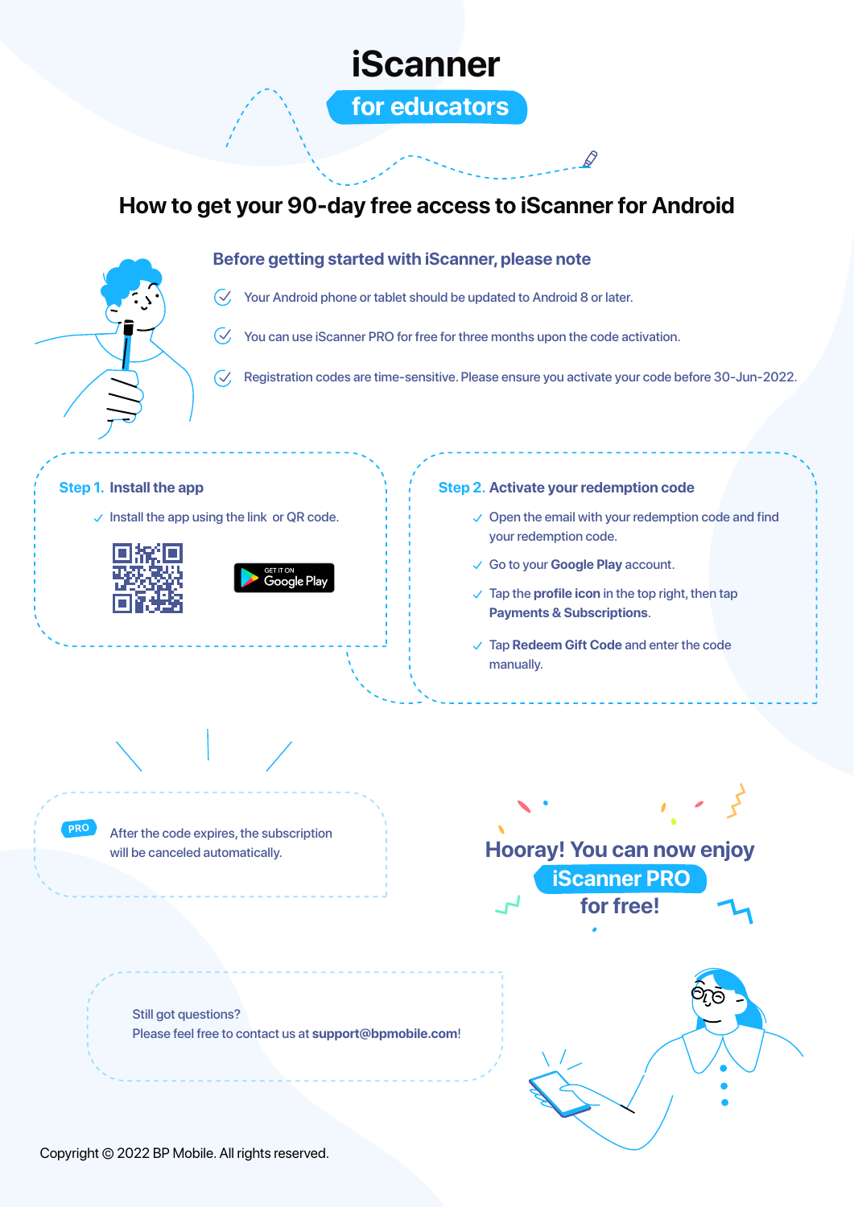# iScanner

## for educators

## How to get your 90-day free access to iScanner for Android

### Before getting started with iScanner, please note

- Your Android phone or tablet should be updated to Android 8 or later.
- You can use iScanner PRO for free for three months upon the code activation.
- Registration codes are time-sensitive. Please ensure you activate your code before 30-Jun-2022.

### Step 1. Install the app

- Install the app using the link or QR code.

GET IT ON Google Play

### Step 2. Activate your redemption code

- Open the email with your redemption code and find your redemption code.
- Go to your **Google Play** account.
- Tap the **profile icon** in the top right, then tap **Payments & Subscriptions**.
- Tap **Redeem Gift Code** and enter the code manually.

PRO

After the code expires, the subscription will be canceled automatically.

**Hooray! You can now enjoy iScanner PRO for free!**

Still got questions?
Please feel free to contact us at **support@bpmobile.com**!

Copyright © 2022 BP Mobile. All rights reserved.